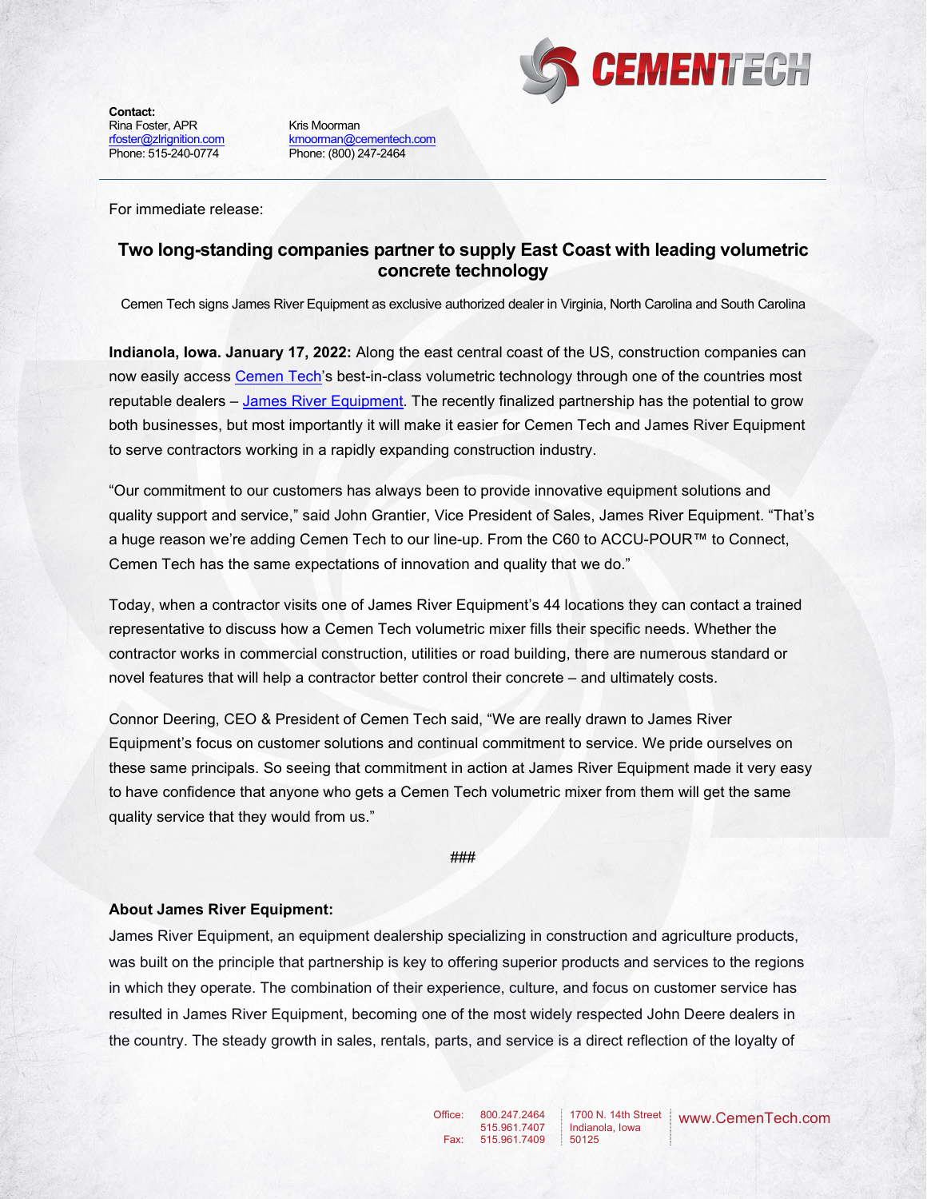**Contact:**
Rina Foster, APR
rfoster@zlrignition.com
Phone: 515-240-0774

Kris Moorman
kmoorman@cementech.com
Phone: (800) 247-2464

For immediate release:

## Two long-standing companies partner to supply East Coast with leading volumetric concrete technology

Cemen Tech signs James River Equipment as exclusive authorized dealer in Virginia, North Carolina and South Carolina

**Indianola, Iowa. January 17, 2022:** Along the east central coast of the US, construction companies can now easily access Cemen Tech's best-in-class volumetric technology through one of the countries most reputable dealers – James River Equipment. The recently finalized partnership has the potential to grow both businesses, but most importantly it will make it easier for Cemen Tech and James River Equipment to serve contractors working in a rapidly expanding construction industry.

"Our commitment to our customers has always been to provide innovative equipment solutions and quality support and service," said John Grantier, Vice President of Sales, James River Equipment. "That's a huge reason we're adding Cemen Tech to our line-up. From the C60 to ACCU-POUR™ to Connect, Cemen Tech has the same expectations of innovation and quality that we do."

Today, when a contractor visits one of James River Equipment's 44 locations they can contact a trained representative to discuss how a Cemen Tech volumetric mixer fills their specific needs. Whether the contractor works in commercial construction, utilities or road building, there are numerous standard or novel features that will help a contractor better control their concrete – and ultimately costs.

Connor Deering, CEO & President of Cemen Tech said, "We are really drawn to James River Equipment's focus on customer solutions and continual commitment to service. We pride ourselves on these same principals. So seeing that commitment in action at James River Equipment made it very easy to have confidence that anyone who gets a Cemen Tech volumetric mixer from them will get the same quality service that they would from us."

###

**About James River Equipment:**

James River Equipment, an equipment dealership specializing in construction and agriculture products, was built on the principle that partnership is key to offering superior products and services to the regions in which they operate. The combination of their experience, culture, and focus on customer service has resulted in James River Equipment, becoming one of the most widely respected John Deere dealers in the country. The steady growth in sales, rentals, parts, and service is a direct reflection of the loyalty of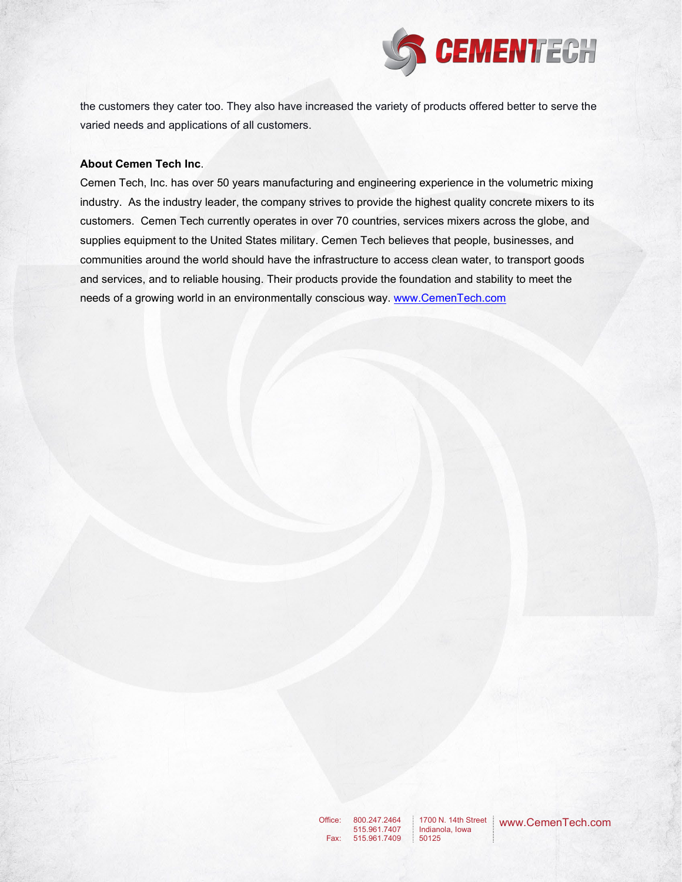the customers they cater too. They also have increased the variety of products offered better to serve the varied needs and applications of all customers.

**About Cemen Tech Inc**.

Cemen Tech, Inc. has over 50 years manufacturing and engineering experience in the volumetric mixing industry. As the industry leader, the company strives to provide the highest quality concrete mixers to its customers. Cemen Tech currently operates in over 70 countries, services mixers across the globe, and supplies equipment to the United States military. Cemen Tech believes that people, businesses, and communities around the world should have the infrastructure to access clean water, to transport goods and services, and to reliable housing. Their products provide the foundation and stability to meet the needs of a growing world in an environmentally conscious way. www.CemenTech.com